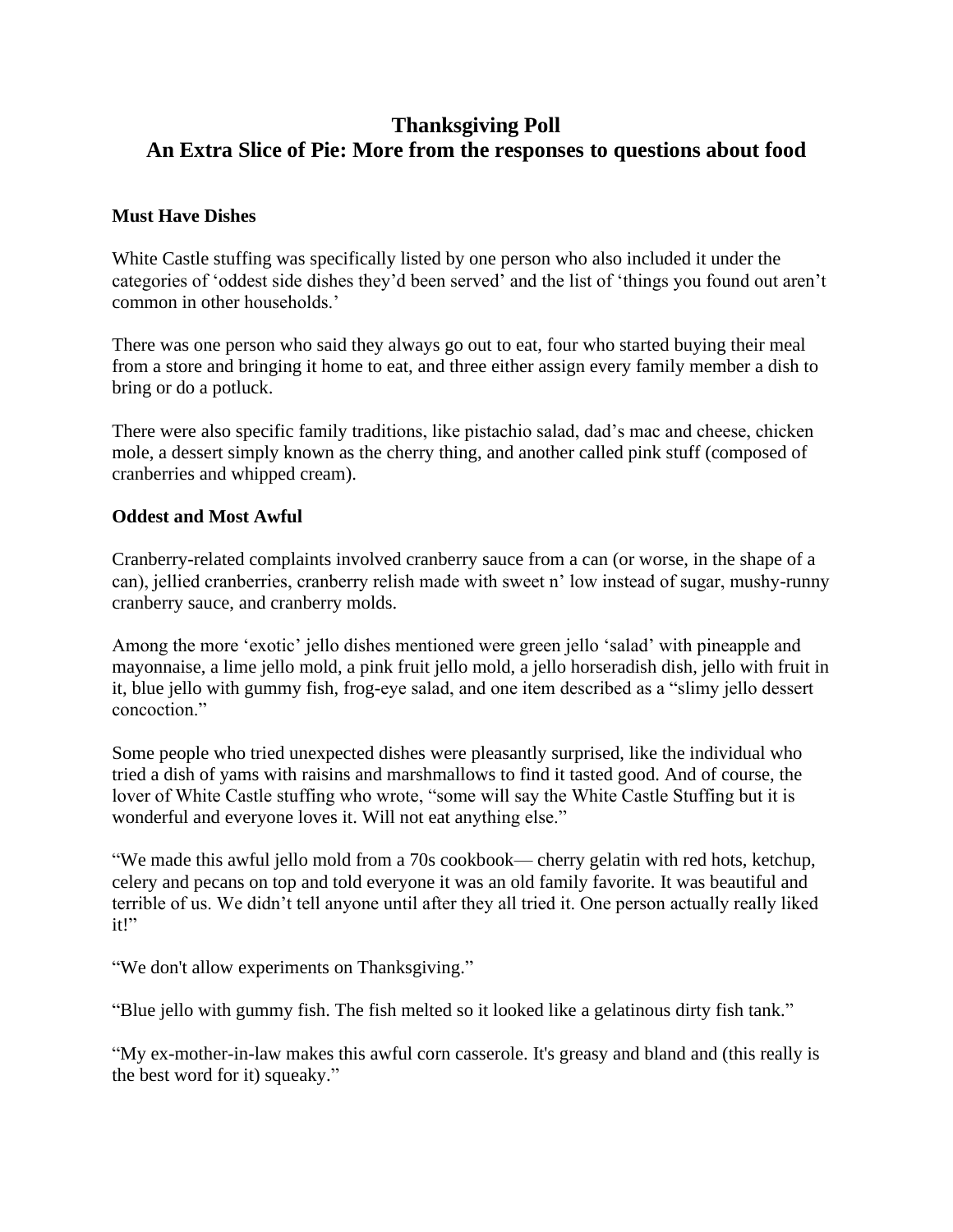# Thanksgiving Poll
# An Extra Slice of Pie: More from the responses to questions about food

**Must Have Dishes**

White Castle stuffing was specifically listed by one person who also included it under the categories of 'oddest side dishes they'd been served' and the list of 'things you found out aren't common in other households.'

There was one person who said they always go out to eat, four who started buying their meal from a store and bringing it home to eat, and three either assign every family member a dish to bring or do a potluck.

There were also specific family traditions, like pistachio salad, dad's mac and cheese, chicken mole, a dessert simply known as the cherry thing, and another called pink stuff (composed of cranberries and whipped cream).

**Oddest and Most Awful**

Cranberry-related complaints involved cranberry sauce from a can (or worse, in the shape of a can), jellied cranberries, cranberry relish made with sweet n' low instead of sugar, mushy-runny cranberry sauce, and cranberry molds.

Among the more 'exotic' jello dishes mentioned were green jello 'salad' with pineapple and mayonnaise, a lime jello mold, a pink fruit jello mold, a jello horseradish dish, jello with fruit in it, blue jello with gummy fish, frog-eye salad, and one item described as a "slimy jello dessert concoction."

Some people who tried unexpected dishes were pleasantly surprised, like the individual who tried a dish of yams with raisins and marshmallows to find it tasted good. And of course, the lover of White Castle stuffing who wrote, "some will say the White Castle Stuffing but it is wonderful and everyone loves it. Will not eat anything else."

"We made this awful jello mold from a 70s cookbook— cherry gelatin with red hots, ketchup, celery and pecans on top and told everyone it was an old family favorite. It was beautiful and terrible of us. We didn't tell anyone until after they all tried it. One person actually really liked it!"

"We don't allow experiments on Thanksgiving."

"Blue jello with gummy fish. The fish melted so it looked like a gelatinous dirty fish tank."

"My ex-mother-in-law makes this awful corn casserole. It's greasy and bland and (this really is the best word for it) squeaky."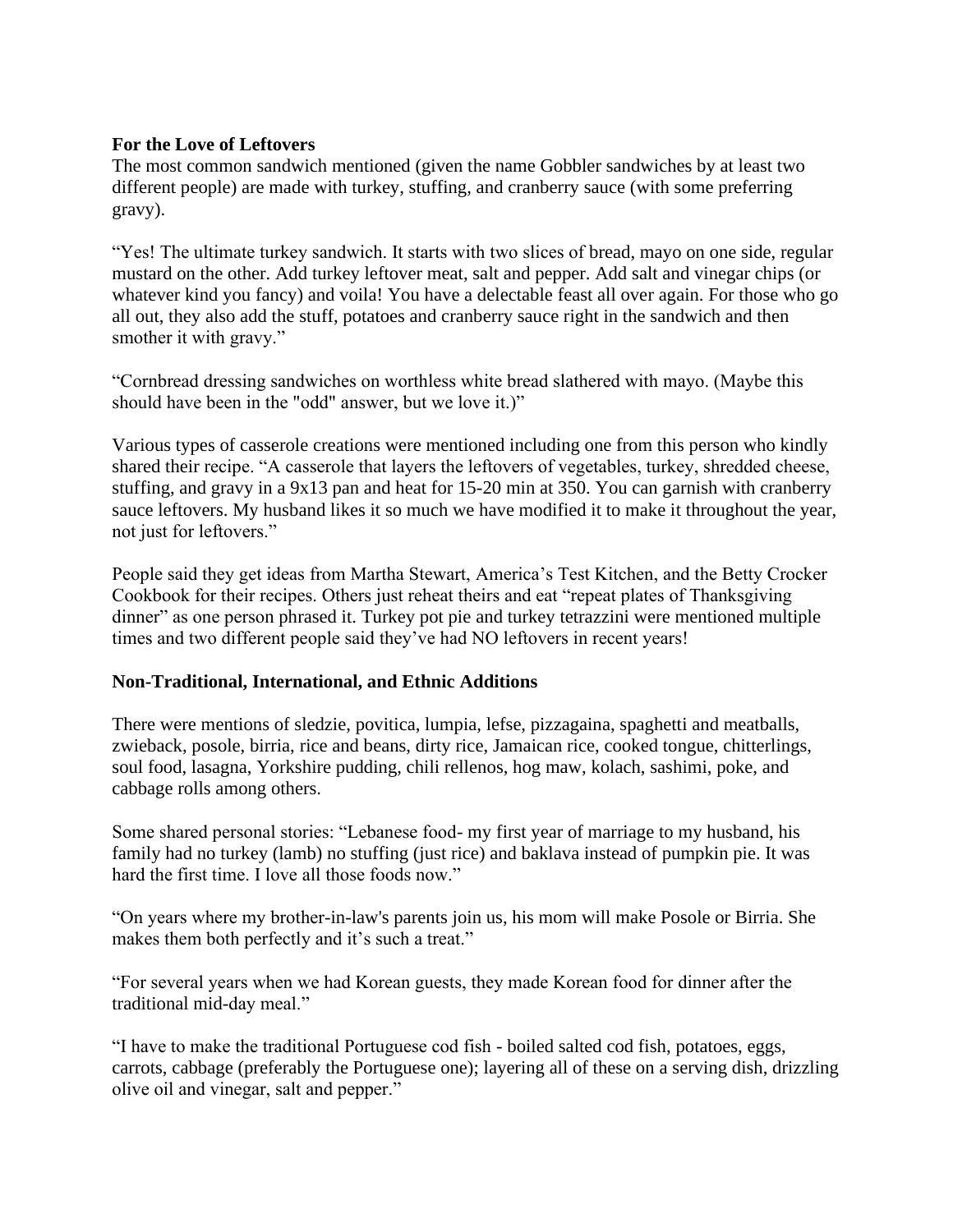**For the Love of Leftovers**

The most common sandwich mentioned (given the name Gobbler sandwiches by at least two different people) are made with turkey, stuffing, and cranberry sauce (with some preferring gravy).

"Yes! The ultimate turkey sandwich. It starts with two slices of bread, mayo on one side, regular mustard on the other. Add turkey leftover meat, salt and pepper. Add salt and vinegar chips (or whatever kind you fancy) and voila! You have a delectable feast all over again. For those who go all out, they also add the stuff, potatoes and cranberry sauce right in the sandwich and then smother it with gravy."

"Cornbread dressing sandwiches on worthless white bread slathered with mayo. (Maybe this should have been in the "odd" answer, but we love it.)"

Various types of casserole creations were mentioned including one from this person who kindly shared their recipe. "A casserole that layers the leftovers of vegetables, turkey, shredded cheese, stuffing, and gravy in a 9x13 pan and heat for 15-20 min at 350. You can garnish with cranberry sauce leftovers. My husband likes it so much we have modified it to make it throughout the year, not just for leftovers."

People said they get ideas from Martha Stewart, America's Test Kitchen, and the Betty Crocker Cookbook for their recipes. Others just reheat theirs and eat "repeat plates of Thanksgiving dinner" as one person phrased it. Turkey pot pie and turkey tetrazzini were mentioned multiple times and two different people said they've had NO leftovers in recent years!

**Non-Traditional, International, and Ethnic Additions**

There were mentions of sledzie, povitica, lumpia, lefse, pizzagaina, spaghetti and meatballs, zwieback, posole, birria, rice and beans, dirty rice, Jamaican rice, cooked tongue, chitterlings, soul food, lasagna, Yorkshire pudding, chili rellenos, hog maw, kolach, sashimi, poke, and cabbage rolls among others.

Some shared personal stories: "Lebanese food- my first year of marriage to my husband, his family had no turkey (lamb) no stuffing (just rice) and baklava instead of pumpkin pie. It was hard the first time. I love all those foods now."

"On years where my brother-in-law's parents join us, his mom will make Posole or Birria. She makes them both perfectly and it's such a treat."

"For several years when we had Korean guests, they made Korean food for dinner after the traditional mid-day meal."

"I have to make the traditional Portuguese cod fish - boiled salted cod fish, potatoes, eggs, carrots, cabbage (preferably the Portuguese one); layering all of these on a serving dish, drizzling olive oil and vinegar, salt and pepper."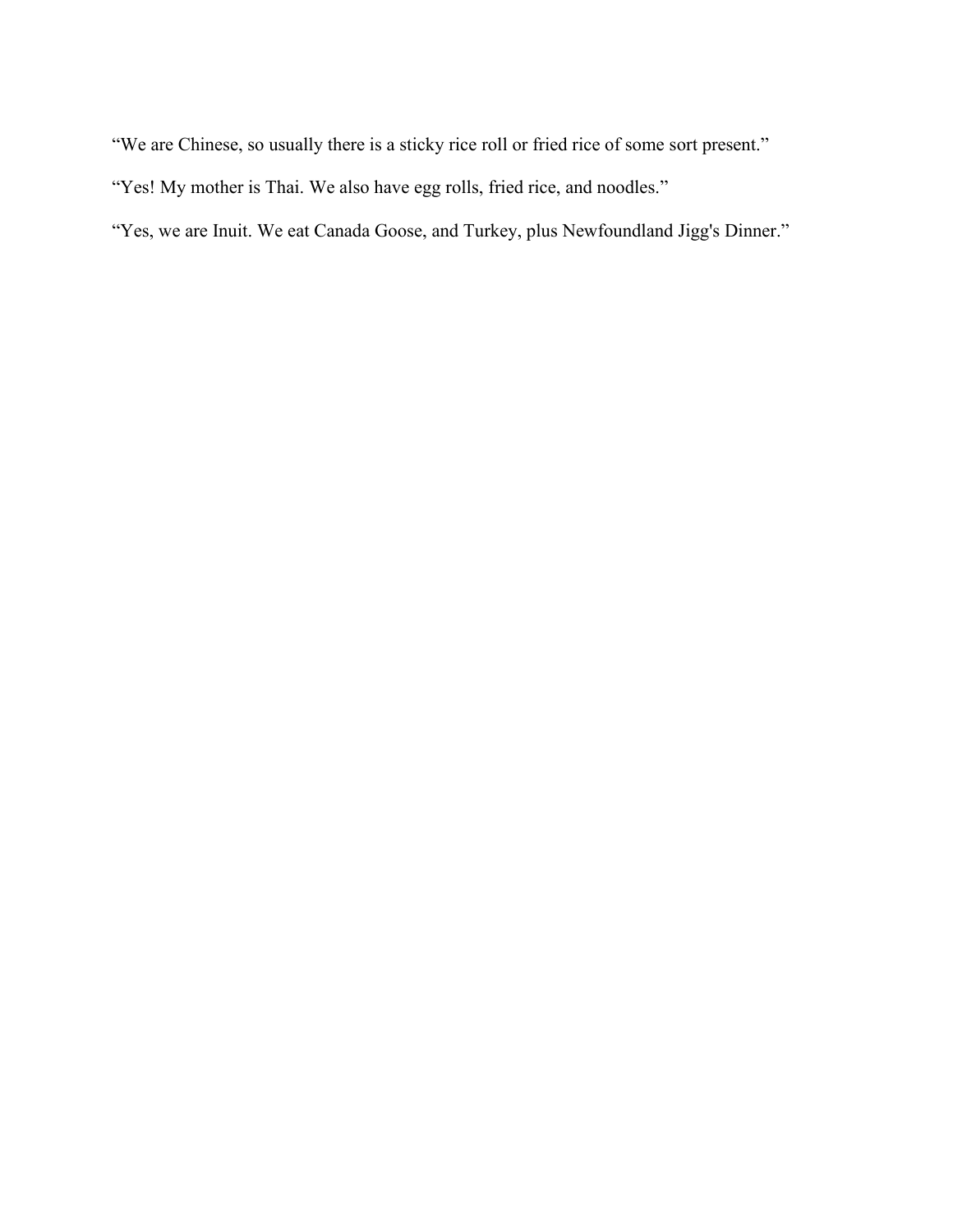“We are Chinese, so usually there is a sticky rice roll or fried rice of some sort present.”

“Yes! My mother is Thai. We also have egg rolls, fried rice, and noodles.”

“Yes, we are Inuit. We eat Canada Goose, and Turkey, plus Newfoundland Jigg's Dinner.”